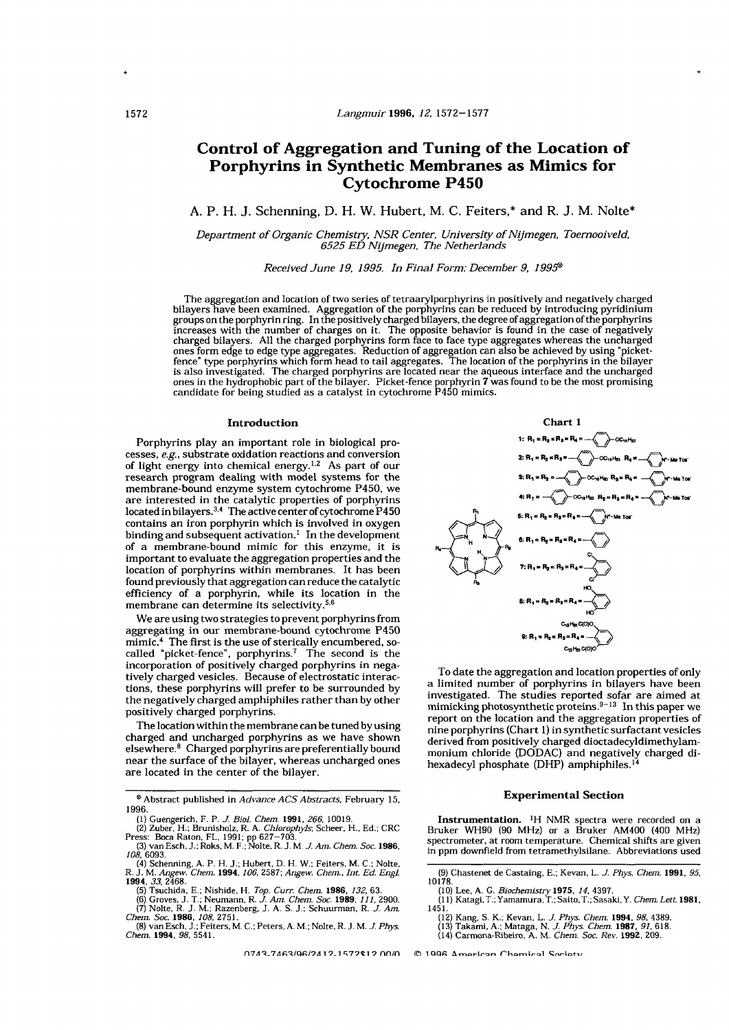# Control of Aggregation and Tuning of the Location of Porphyrins in Synthetic Membranes as Mimics for Cytochrome P450

A. P. H. J. Schenning, D. H. W. Hubert, M. C. Feiters,* and R. J. M. Nolte*

*Department of Organic Chemistry, NSR Center, University of Nijmegen, Toernooiveld, 6525 ED Nijmegen, The Netherlands*

*Received June 19, 1995. In Final Form: December 9, 1995*[⊗]

The aggregation and location of two series of tetraarylporphyrins in positively and negatively charged bilayers have been examined. Aggregation of the porphyrins can be reduced by introducing pyridinium groups on the porphyrin ring. In the positively charged bilayers, the degree of aggregation of the porphyrins increases with the number of charges on it. The opposite behavior is found in the case of negatively charged bilayers. All the charged porphyrins form face to face type aggregates whereas the uncharged ones form edge to edge type aggregates. Reduction of aggregation can also be achieved by using "picket-fence" type porphyrins which form head to tail aggregates. The location of the porphyrins in the bilayer is also investigated. The charged porphyrins are located near the aqueous interface and the uncharged ones in the hydrophobic part of the bilayer. Picket-fence porphyrin **7** was found to be the most promising candidate for being studied as a catalyst in cytochrome P450 mimics.

## Introduction

Porphyrins play an important role in biological processes, *e.g.*, substrate oxidation reactions and conversion of light energy into chemical energy.[1,2] As part of our research program dealing with model systems for the membrane-bound enzyme system cytochrome P450, we are interested in the catalytic properties of porphyrins located in bilayers.[3,4] The active center of cytochrome P450 contains an iron porphyrin which is involved in oxygen binding and subsequent activation.[1] In the development of a membrane-bound mimic for this enzyme, it is important to evaluate the aggregation properties and the location of porphyrins within membranes. It has been found previously that aggregation can reduce the catalytic efficiency of a porphyrin, while its location in the membrane can determine its selectivity.[5,6]

We are using two strategies to prevent porphyrins from aggregating in our membrane-bound cytochrome P450 mimic.[4] The first is the use of sterically encumbered, so-called "picket-fence", porphyrins.[7] The second is the incorporation of positively charged porphyrins in negatively charged vesicles. Because of electrostatic interactions, these porphyrins will prefer to be surrounded by the negatively charged amphiphiles rather than by other positively charged porphyrins.

The location within the membrane can be tuned by using charged and uncharged porphyrins as we have shown elsewhere.[8] Charged porphyrins are preferentially bound near the surface of the bilayer, whereas uncharged ones are located in the center of the bilayer.

**Chart 1**

1: $R_1 = R_2 = R_3 = R_4 =$ –C$_6$H$_4$–$OC_{16}H_{33}$

2: $R_1 = R_2 = R_3 =$ –C$_6$H$_4$–$OC_{16}H_{33}$ $R_4 =$ –C$_5$H$_4$N$^+$–Me Tos$^-$

3: $R_1 = R_2 =$ –C$_6$H$_4$–$OC_{16}H_{33}$ $R_3 = R_4 =$ –C$_5$H$_4$N$^+$–Me Tos$^-$

4: $R_1 =$ –C$_6$H$_4$–$OC_{16}H_{33}$ $R_2 = R_3 = R_4 =$ –C$_5$H$_4$N$^+$–Me Tos$^-$

5: $R_1 = R_2 = R_3 = R_4 =$ –C$_5$H$_4$N$^+$–Me Tos$^-$

6: $R_1 = R_2 = R_3 = R_4 =$ –C$_6$H$_5$

7: $R_1 = R_2 = R_3 = R_4 =$ 2,6-dichlorophenyl

8: $R_1 = R_2 = R_3 = R_4 =$ 2,6-dihydroxyphenyl

9: $R_1 = R_2 = R_3 = R_4 =$ 2,6-bis($C_{15}H_{31}C(O)O$)phenyl

To date the aggregation and location properties of only a limited number of porphyrins in bilayers have been investigated. The studies reported sofar are aimed at mimicking photosynthetic proteins.[9-13] In this paper we report on the location and the aggregation properties of nine porphyrins (Chart 1) in synthetic surfactant vesicles derived from positively charged dioctadecyldimethylammonium chloride (DODAC) and negatively charged dihexadecyl phosphate (DHP) amphiphiles.[14]

## Experimental Section

**Instrumentation.** $^1$H NMR spectra were recorded on a Bruker WH90 (90 MHz) or a Bruker AM400 (400 MHz) spectrometer, at room temperature. Chemical shifts are given in ppm downfield from tetramethylsilane. Abbreviations used

---

⊗ Abstract published in *Advance ACS Abstracts*, February 15, 1996.

(1) Guengerich, F. P. *J. Biol. Chem.* **1991**, *266*, 10019.
(2) Zuber, H.; Brunisholz, R. A. *Chlorophyls*; Scheer, H., Ed.; CRC Press: Boca Raton, FL, 1991; pp 627–703.
(3) van Esch, J.; Roks, M. F.; Nolte, R. J. M. *J. Am. Chem. Soc.* **1986**, *108*, 6093.
(4) Schenning, A. P. H. J.; Hubert, D. H. W.; Feiters, M. C.; Nolte, R. J. M. *Angew. Chem.* **1994**, *106*, 2587; *Angew. Chem., Int. Ed. Engl.* **1994**, *33*, 2468.
(5) Tsuchida, E.; Nishide, H. *Top. Curr. Chem.* **1986**, *132*, 63.
(6) Groves, J. T.; Neumann, R. *J. Am. Chem. Soc.* **1989**, *111*, 2900.
(7) Nolte, R. J. M.; Razenberg, J. A. S. J.; Schuurman, R. *J. Am. Chem. Soc.* **1986**, *108*, 2751.
(8) van Esch, J.; Feiters, M. C.; Peters, A. M.; Nolte, R. J. M. *J. Phys. Chem.* **1994**, *98*, 5541.
(9) Chastenet de Castaing, E.; Kevan, L. *J. Phys. Chem.* **1991**, *95*, 10178.
(10) Lee, A. G. *Biochemistry* **1975**, *14*, 4397.
(11) Katagi, T.; Yamamura, T.; Saito, T.; Sasaki, Y. *Chem. Lett.* **1981**, 1451.
(12) Kang, S. K.; Kevan, L. *J. Phys. Chem.* **1994**, *98*, 4389.
(13) Takami, A.; Mataga, N. *J. Phys. Chem.* **1987**, *91*, 618.
(14) Carmona-Ribeiro, A. M. *Chem. Soc. Rev.* **1992**, 209.

0743-7463/96/2412-1572$12.00/0 © 1996 American Chemical Society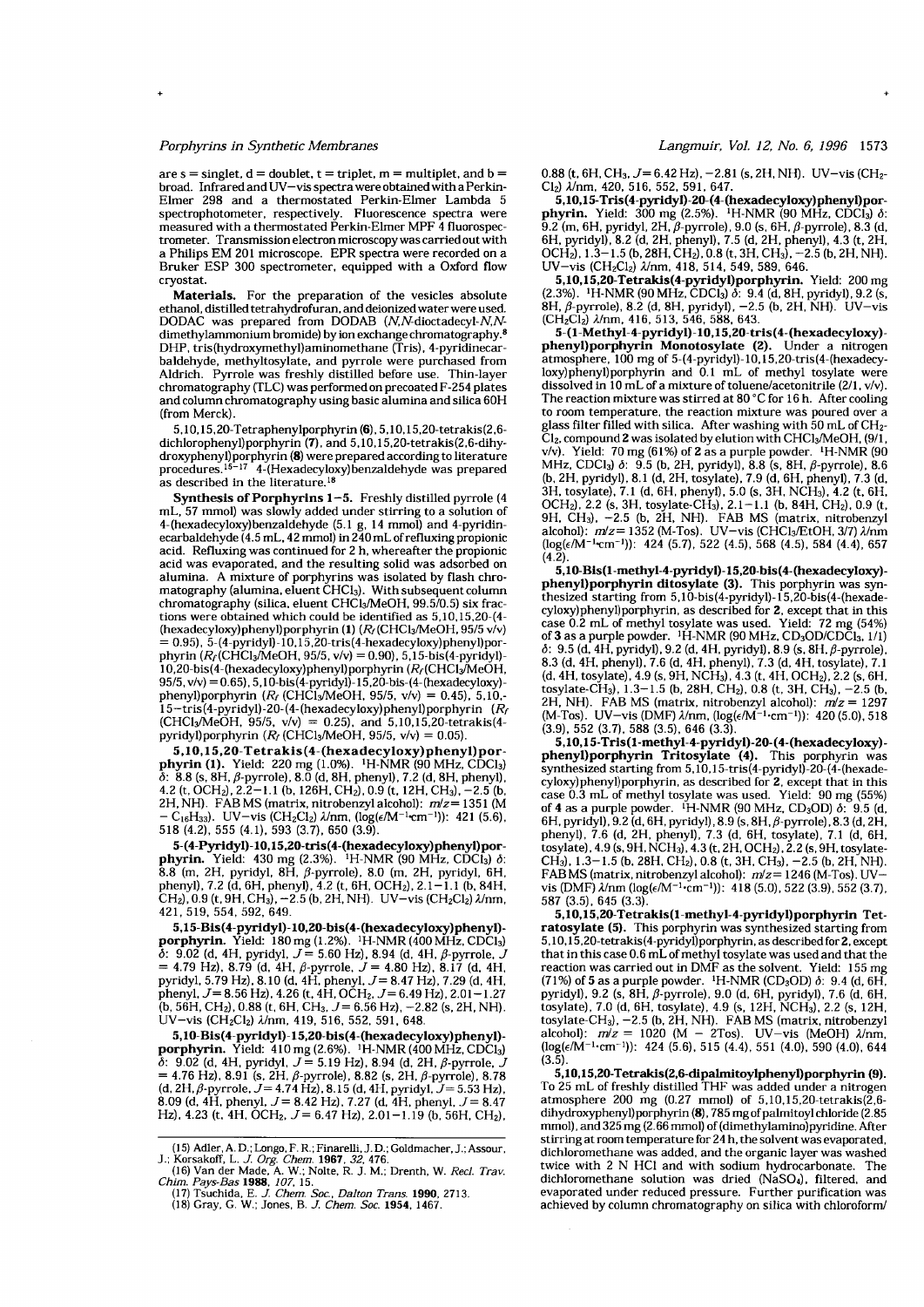are s = singlet, d = doublet, t = triplet, m = multiplet, and b = broad. Infrared and UV–vis spectra were obtained with a Perkin-Elmer 298 and a thermostated Perkin-Elmer Lambda 5 spectrophotometer, respectively. Fluorescence spectra were measured with a thermostated Perkin-Elmer MPF 4 fluorospectrometer. Transmission electron microscopy was carried out with a Philips EM 201 microscope. EPR spectra were recorded on a Bruker ESP 300 spectrometer, equipped with a Oxford flow cryostat.

**Materials.** For the preparation of the vesicles absolute ethanol, distilled tetrahydrofuran, and deionized water were used. DODAC (*N,N*-dioctadecyl-*N,N*-dimethylammonium bromide) was prepared from DODAB (*N,N*-dioctadecyl-*N,N*-dimethylammonium bromide) by ion exchange chromatography.[8] DHP, tris(hydroxymethyl)aminomethane (Tris), 4-pyridinecarbaldehyde, methyltosylate, and pyrrole were purchased from Aldrich. Pyrrole was freshly distilled before use. Thin-layer chromatography (TLC) was performed on precoated F-254 plates and column chromatography using basic alumina and silica 60H (from Merck).

5,10,15,20-Tetraphenylporphyrin (**6**), 5,10,15,20-tetrakis(2,6-dichlorophenyl)porphyrin (**7**), and 5,10,15,20-tetrakis(2,6-dihydroxyphenyl)porphyrin (**8**) were prepared according to literature procedures.[15–17] 4-(Hexadecyloxy)benzaldehyde was prepared as described in the literature.[18]

**Synthesis of Porphyrins 1–5.** Freshly distilled pyrrole (4 mL, 57 mmol) was slowly added under stirring to a solution of 4-(hexadecyloxy)benzaldehyde (5.1 g, 14 mmol) and 4-pyridinecarbaldehyde (4.5 mL, 42 mmol) in 240 mL of refluxing propionic acid. Refluxing was continued for 2 h, whereafter the propionic acid was evaporated, and the resulting solid was adsorbed on alumina. A mixture of porphyrins was isolated by flash chromatography (alumina, eluent $CHCl_3$). With subsequent column chromatography (silica, eluent $CHCl_3$/MeOH, 99.5/0.5) six fractions were obtained which could be identified as 5,10,15,20-(4-(hexadecyloxy)phenyl)porphyrin (**1**) ($R_f$($CHCl_3$/MeOH, 95/5 v/v) = 0.95), 5-(4-pyridyl)-10,15,20-tris(4-hexadecyloxy)phenyl)porphyrin ($R_f$($CHCl_3$/MeOH, 95/5, v/v) = 0.90), 5,15-bis(4-pyridyl)-10,20-bis(4-(hexadecyloxy)phenyl)porphyrin ($R_f$($CHCl_3$/MeOH, 95/5, v/v) = 0.65), 5,10-bis(4-pyridyl)-15,20-bis-(4-(hexadecyloxy)-phenyl)porphyrin ($R_f$ ($CHCl_3$/MeOH, 95/5, v/v) = 0.45), 5,10,-15-tris(4-pyridyl)-20-(4-(hexadecyloxy)phenyl)porphyrin ($R_f$ ($CHCl_3$/MeOH, 95/5, v/v) = 0.25), and 5,10,15,20-tetrakis(4-pyridyl)porphyrin ($R_f$ ($CHCl_3$/MeOH, 95/5, v/v) = 0.05).

**5,10,15,20-Tetrakis(4-(hexadecyloxy)phenyl)porphyrin (1).** Yield: 220 mg (1.0%). $^1$H-NMR (90 MHz, $CDCl_3$) $\delta$: 8.8 (s, 8H, $\beta$-pyrrole), 8.0 (d, 8H, phenyl), 7.2 (d, 8H, phenyl), 4.2 (t, $OCH_2$), 2.2–1.1 (b, 126H, $CH_2$), 0.9 (t, 12H, $CH_3$), −2.5 (b, 2H, NH). FAB MS (matrix, nitrobenzyl alcohol): $m/z$ = 1351 (M − $C_{16}H_{33}$). UV–vis ($CH_2Cl_2$) $\lambda$/nm, (log($\epsilon$/M$^{-1}$cm$^{-1}$)): 421 (5.6), 518 (4.2), 555 (4.1), 593 (3.7), 650 (3.9).

**5-(4-Pyridyl)-10,15,20-tris(4-(hexadecyloxy)phenyl)porphyrin.** Yield: 430 mg (2.3%). $^1$H-NMR (90 MHz, $CDCl_3$) $\delta$: 8.8 (m, 2H, pyridyl, 8H, $\beta$-pyrrole), 8.0 (m, 2H, pyridyl, 6H, phenyl), 7.2 (d, 6H, phenyl), 4.2 (t, 6H, $OCH_2$), 2.1–1.1 (b, 84H, $CH_2$), 0.9 (t, 9H, $CH_3$), −2.5 (b, 2H, NH). UV–vis ($CH_2Cl_2$) $\lambda$/nm, 421, 519, 554, 592, 649.

**5,15-Bis(4-pyridyl)-10,20-bis(4-(hexadecyloxy)phenyl)-porphyrin.** Yield: 180 mg (1.2%). $^1$H-NMR (400 MHz, $CDCl_3$) $\delta$: 9.02 (d, 4H, pyridyl, $J$ = 5.60 Hz), 8.94 (d, 4H, $\beta$-pyrrole, $J$ = 4.79 Hz), 8.79 (d, 4H, $\beta$-pyrrole, $J$ = 4.80 Hz), 8.17 (d, 4H, pyridyl, 5.79 Hz), 8.10 (d, 4H, phenyl, $J$ = 8.47 Hz), 7.29 (d, 4H, phenyl, $J$ = 8.56 Hz), 4.26 (t, 4H, $OCH_2$, $J$ = 6.49 Hz), 2.01–1.27 (b, 56H, $CH_2$), 0.88 (t, 6H, $CH_3$, $J$ = 6.56 Hz), −2.82 (s, 2H, NH). UV–vis ($CH_2Cl_2$) $\lambda$/nm, 419, 516, 552, 591, 648.

**5,10-Bis(4-pyridyl)-15,20-bis(4-(hexadecyloxy)phenyl)-porphyrin.** Yield: 410 mg (2.6%). $^1$H-NMR (400 MHz, $CDCl_3$) $\delta$: 9.02 (d, 4H, pyridyl, $J$ = 5.19 Hz), 8.94 (d, 2H, $\beta$-pyrrole, $J$ = 4.76 Hz), 8.91 (s, 2H, $\beta$-pyrrole), 8.82 (s, 2H, $\beta$-pyrrole), 8.78 (d, 2H, $\beta$-pyrrole, $J$ = 4.74 Hz), 8.15 (d, 4H, pyridyl, $J$ = 5.53 Hz), 8.09 (d, 4H, phenyl, $J$ = 8.42 Hz), 7.27 (d, 4H, phenyl, $J$ = 8.47 Hz), 4.23 (t, 4H, $OCH_2$, $J$ = 6.47 Hz), 2.01–1.19 (b, 56H, $CH_2$), 0.88 (t, 6H, $CH_3$, $J$ = 6.42 Hz), −2.81 (s, 2H, NH). UV–vis ($CH_2Cl_2$) $\lambda$/nm, 420, 516, 552, 591, 647.

**5,10,15-Tris(4-pyridyl)-20-(4-(hexadecyloxy)phenyl)porphyrin.** Yield: 300 mg (2.5%). $^1$H-NMR (90 MHz, $CDCl_3$) $\delta$: 9.2 (m, 6H, pyridyl, 2H, $\beta$-pyrrole), 9.0 (s, 6H, $\beta$-pyrrole), 8.3 (d, 6H, pyridyl), 8.2 (d, 2H, phenyl), 7.5 (d, 2H, phenyl), 4.3 (t, 2H, $OCH_2$), 1.3–1.5 (b, 28H, $CH_2$), 0.8 (t, 3H, $CH_3$), −2.5 (b, 2H, NH). UV–vis ($CH_2Cl_2$) $\lambda$/nm, 418, 514, 549, 589, 646.

**5,10,15,20-Tetrakis(4-pyridyl)porphyrin.** Yield: 200 mg (2.3%). $^1$H-NMR (90 MHz, $CDCl_3$) $\delta$: 9.4 (d, 8H, pyridyl), 9.2 (s, 8H, $\beta$-pyrrole), 8.2 (d, 8H, pyridyl), −2.5 (b, 2H, NH). UV–vis ($CH_2Cl_2$) $\lambda$/nm, 416, 513, 546, 588, 643.

**5-(1-Methyl-4-pyridyl)-10,15,20-tris(4-(hexadecyloxy)-phenyl)porphyrin Monotosylate (2).** Under a nitrogen atmosphere, 100 mg of 5-(4-pyridyl)-10,15,20-tris(4-(hexadecyloxy)phenyl)porphyrin and 0.1 mL of methyl tosylate were dissolved in 10 mL of a mixture of toluene/acetonitrile (2/1, v/v). The reaction mixture was stirred at 80 °C for 16 h. After cooling to room temperature, the reaction mixture was poured over a glass filter filled with silica. After washing with 50 mL of $CH_2Cl_2$, compound **2** was isolated by elution with $CHCl_3$/MeOH, (9/1, v/v). Yield: 70 mg (61%) of **2** as a purple powder. $^1$H-NMR (90 MHz, $CDCl_3$) $\delta$: 9.5 (b, 2H, pyridyl), 8.8 (s, 8H, $\beta$-pyrrole), 8.6 (b, 2H, pyridyl), 8.1 (d, 2H, tosylate), 7.9 (d, 6H, phenyl), 7.3 (d, 3H, tosylate), 7.1 (d, 6H, phenyl), 5.0 (s, 3H, $NCH_3$), 4.2 (t, 6H, $OCH_2$), 2.2 (s, 3H, tosylate-$CH_3$), 2.1–1.1 (b, 84H, $CH_2$), 0.9 (t, 9H, $CH_3$), −2.5 (b, 2H, NH). FAB MS (matrix, nitrobenzyl alcohol): $m/z$ = 1352 (M-Tos). UV–vis ($CHCl_3$/EtOH, 3/7) $\lambda$/nm (log($\epsilon$/M$^{-1}$·cm$^{-1}$)): 424 (5.7), 522 (4.5), 568 (4.5), 584 (4.4), 657 (4.2).

**5,10-Bis(1-methyl-4-pyridyl)-15,20-bis(4-(hexadecyloxy)-phenyl)porphyrin ditosylate (3).** This porphyrin was synthesized starting from 5,10-bis(4-pyridyl)-15,20-bis(4-(hexadecyloxy)phenyl)porphyrin, as described for **2**, except that in this case 0.2 mL of methyl tosylate was used. Yield: 72 mg (54%) of **3** as a purple powder. $^1$H-NMR (90 MHz, $CD_3OD$/$CDCl_3$, 1/1) $\delta$: 9.5 (d, 4H, pyridyl), 9.2 (d, 4H, pyridyl), 8.9 (s, 8H, $\beta$-pyrrole), 8.3 (d, 4H, phenyl), 7.6 (d, 4H, phenyl), 7.3 (d, 4H, tosylate), 7.1 (d, 4H, tosylate), 4.9 (s, 9H, $NCH_3$), 4.3 (t, 4H, $OCH_2$), 2.2 (s, 6H, tosylate-$CH_3$), 1.3–1.5 (b, 28H, $CH_2$), 0.8 (t, 3H, $CH_3$), −2.5 (b, 2H, NH). FAB MS (matrix, nitrobenzyl alcohol): $m/z$ = 1297 (M-Tos). UV–vis (DMF) $\lambda$/nm, (log($\epsilon$/M$^{-1}$·cm$^{-1}$)): 420 (5.0), 518 (3.9), 552 (3.7), 588 (3.5), 646 (3.3).

**5,10,15-Tris(1-methyl-4-pyridyl)-20-(4-(hexadecyloxy)-phenyl)porphyrin Tritosylate (4).** This porphyrin was synthesized starting from 5,10,15-tris(4-pyridyl)-20-(4-(hexadecyloxy)phenyl)porphyrin, as described for **2**, except that in this case 0.3 mL of methyl tosylate was used. Yield: 90 mg (55%) of **4** as a purple powder. $^1$H-NMR (90 MHz, $CD_3OD$) $\delta$: 9.5 (d, 6H, pyridyl), 9.2 (d, 6H, pyridyl), 8.9 (s, 8H, $\beta$-pyrrole), 8.3 (d, 2H, phenyl), 7.6 (d, 2H, phenyl), 7.3 (d, 6H, tosylate), 7.1 (d, 6H, tosylate), 4.9 (s, 9H, $NCH_3$), 4.3 (t, 2H, $OCH_2$), 2.2 (s, 9H, tosylate-$CH_3$), 1.3–1.5 (b, 28H, $CH_2$), 0.8 (t, 3H, $CH_3$), −2.5 (b, 2H, NH). FAB MS (matrix, nitrobenzyl alcohol): $m/z$ = 1246 (M-Tos). UV–vis (DMF) $\lambda$/nm (log($\epsilon$/M$^{-1}$·cm$^{-1}$)): 418 (5.0), 522 (3.9), 552 (3.7), 587 (3.5), 645 (3.3).

**5,10,15,20-Tetrakis(1-methyl-4-pyridyl)porphyrin Tetratosylate (5).** This porphyrin was synthesized starting from 5,10,15,20-tetrakis(4-pyridyl)porphyrin, as described for **2**, except that in this case 0.6 mL of methyl tosylate was used and that the reaction was carried out in DMF as the solvent. Yield: 155 mg (71%) of **5** as a purple powder. $^1$H-NMR ($CD_3OD$) $\delta$: 9.4 (d, 6H, pyridyl), 9.2 (s, 8H, $\beta$-pyrrole), 9.0 (d, 6H, pyridyl), 7.6 (d, 6H, tosylate), 7.0 (d, 6H, tosylate), 4.9 (s, 12H, $NCH_3$), 2.2 (s, 12H, tosylate-$CH_3$), −2.5 (b, 2H, NH). FAB MS (matrix, nitrobenzyl alcohol): $m/z$ = 1020 (M − 2Tos). UV–vis (MeOH) $\lambda$/nm, (log($\epsilon$/M$^{-1}$·cm$^{-1}$)): 424 (5.6), 515 (4.4), 551 (4.0), 590 (4.0), 644 (3.5).

**5,10,15,20-Tetrakis(2,6-dipalmitoylphenyl)porphyrin (9).** To 25 mL of freshly distilled THF was added under a nitrogen atmosphere 200 mg (0.27 mmol) of 5,10,15,20-tetrakis(2,6-dihydroxyphenyl)porphyrin (**8**), 785 mg of palmitoyl chloride (2.85 mmol), and 325 mg (2.66 mmol) of (dimethylamino)pyridine. After stirring at room temperature for 24 h, the solvent was evaporated, dichloromethane was added, and the organic layer was washed twice with 2 N HCl and with sodium hydrocarbonate. The dichloromethane solution was dried ($NaSO_4$), filtered, and evaporated under reduced pressure. Further purification was achieved by column chromatography on silica with chloroform/

(15) Adler, A. D.; Longo, F. R.; Finarelli, J. D.; Goldmacher, J.; Assour, J.; Korsakoff, L. *J. Org. Chem.* **1967**, *32*, 476.
(16) Van der Made, A. W.; Nolte, R. J. M.; Drenth, W. *Recl. Trav. Chim. Pays-Bas* **1988**, *107*, 15.
(17) Tsuchida, E. *J. Chem. Soc., Dalton Trans.* **1990**, 2713.
(18) Gray, G. W.; Jones, B. *J. Chem. Soc.* **1954**, 1467.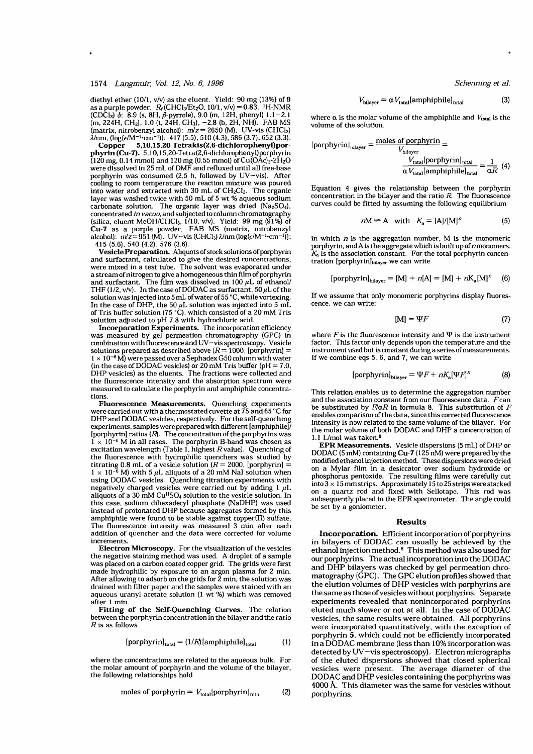diethyl ether (10/1, v/v) as the eluent. Yield: 90 mg (13%) of **9** as a purple powder. $R_f$ ($CHCl_3/Et_2O$, 10/1, v/v) = 0.83. $^1$H-NMR ($CDCl_3$) δ: 8.9 (s, 8H, β-pyrrole), 9.0 (m, 12H, phenyl) 1.1–2.1 (m, 224H, $CH_2$), 1.0 (t, 24H, $CH_3$), −2.8 (b, 2H, NH). FAB MS (matrix, nitrobenzyl alcohol): $m/z$ = 2650 (M). UV-vis ($CHCl_3$) λ/nm, (log(ε/$M^{-1}\cdot cm^{-1}$)): 417 (5.5), 510 (4.3), 586 (3.7), 652 (3.3).

**Copper 5,10,15,20-Tetrakis(2,6-dichlorophenyl)porphyrin (Cu-7).** 5,10,15,20-Tetra(2,6-dichlorophenyl)porphyrin (120 mg, 0.14 mmol) and 120 mg (0.55 mmol) of $Cu(OAc)_2\cdot 2H_2O$ were dissolved in 25 mL of DMF and refluxed until all free-base porphyrin was consumed (2.5 h, followed by UV–vis). After cooling to room temperature the reaction mixture was poured into water and extracted with 30 mL of $CH_2Cl_2$. The organic layer was washed twice with 50 mL of 5 wt % aqueous sodium carbonate solution. The organic layer was dried ($Na_2SO_4$), concentrated *in vacuo*, and subjected to column chromatography (silica, eluent $MeOH/CHCl_3$, 1/10, v/v). Yield: 99 mg (91%) of **Cu-7** as a purple powder. FAB MS (matrix, nitrobenzyl alcohol): $m/z$ = 951 (M). UV–vis ($CHCl_3$) λ/nm (log(ε/$M^{-1}\cdot cm^{-1}$)): 415 (5.6), 540 (4.2), 576 (3.6).

**Vesicle Preparation.** Aliquots of stock solutions of porphyrin and surfactant, calculated to give the desired concentrations, were mixed in a test tube. The solvent was evaporated under a stream of nitrogen to give a homogeneous thin film of porphyrin and surfactant. The film was dissolved in 100 μL of ethanol/THF (1/2, v/v). In the case of DODAC as surfactant, 50 μL of the solution was injected into 5 mL of water of 55 °C, while vortexing. In the case of DHP, the 50 μL solution was injected into 5 mL of Tris buffer solution (75 °C), which consisted of a 20 mM Tris solution adjusted to pH 7.8 with hydrochloric acid.

**Incorporation Experiments.** The incorporation efficiency was measured by gel permeation chromatography (GPC) in combination with fluorescence and UV–vis spectroscopy. Vesicle solutions prepared as described above ($R$ = 1000, [porphyrin] = $1 \times 10^{-6}$ M) were passed over a Sephadex G50 column with water (in the case of DODAC vesicles) or 20 mM Tris buffer (pH = 7.0, DHP vesicles) as the eluents. The fractions were collected and the fluorescence intensity and the absorption spectrum were measured to calculate the porphyrin and amphiphile concentrations.

**Fluorescence Measurements.** Quenching experiments were carried out with a thermostated cuvette at 75 and 65 °C for DHP and DODAC vesicles, respectively. For the self-quenching experiments, samples were prepared with different [amphiphile]/[porphyrin] ratios ($R$). The concentration of the porphyrins was $1 \times 10^{-6}$ M in all cases. The porphyrin B-band was chosen as excitation wavelength (Table 1, highest $R$ value). Quenching of the fluorescence with hydrophilic quenchers was studied by titrating 0.8 mL of a vesicle solution ($R$ = 2000, [porphyrin] = $1 \times 10^{-6}$ M) with 5 μL aliquots of a 20 mM NaI solution when using DODAC vesicles. Quenching titration experiments with negatively charged vesicles were carried out by adding 1 μL aliquots of a 30 mM $Cu^{II}SO_4$ solution to the vesicle solution. In this case, sodium dihexadecyl phosphate (NaDHP) was used instead of protonated DHP because aggregates formed by this amphiphile were found to be stable against copper(II) sulfate. The fluorescence intensity was measured 3 min after each addition of quencher and the data were corrected for volume increments.

**Electron Microscopy.** For the visualization of the vesicles the negative staining method was used. A droplet of a sample was placed on a carbon coated copper grid. The grids were first made hydrophilic by exposure to an argon plasma for 2 min. After allowing to adsorb on the grids for 2 min, the solution was drained with filter paper and the samples were stained with an aqueous uranyl acetate solution (1 wt %) which was removed after 1 min.

**Fitting of the Self-Quenching Curves.** The relation between the porphyrin concentration in the bilayer and the ratio $R$ is as follows

$$[\text{porphyrin}]_{\text{total}} = (1/R)[\text{amphiphile}]_{\text{total}} \qquad (1)$$

where the concentrations are related to the aqueous bulk. For the molar amount of porphyrin and the volume of the bilayer, the following relationships hold

$$\text{moles of porphyrin} = V_{\text{total}}[\text{porphyrin}]_{\text{total}} \qquad (2)$$

$$V_{\text{bilayer}} = \alpha V_{\text{total}}[\text{amphiphile}]_{\text{total}} \qquad (3)$$

where α is the molar volume of the amphiphile and $V_{total}$ is the volume of the solution.

$$[\text{porphyrin}]_{\text{bilayer}} = \frac{\text{moles of porphyrin}}{V_{\text{bilayer}}} = \frac{V_{\text{total}}[\text{porphyrin}]_{\text{total}}}{\alpha V_{\text{total}}[\text{amphiphile}]_{\text{total}}} = \frac{1}{\alpha R} \qquad (4)$$

Equation 4 gives the relationship between the porphyrin concentration in the bilayer and the ratio $R$. The fluorescence curves could be fitted by assuming the following equilibrium

$$n\text{M} \rightleftharpoons \text{A} \quad \text{with} \quad K_a = [\text{A}]/[\text{M}]^n \qquad (5)$$

in which $n$ is the aggregation number, M is the monomeric porphyrin, and A is the aggregate which is built up of $n$ monomers. $K_a$ is the association constant. For the total porphyrin concentration $[\text{porphyrin}]_{\text{bilayer}}$ we can write

$$[\text{porphyrin}]_{\text{bilayer}} = [\text{M}] + n[\text{A}] = [\text{M}] + nK_a[\text{M}]^n \qquad (6)$$

If we assume that only monomeric porphyrins display fluorescence, we can write:

$$[\text{M}] = \Psi F \qquad (7)$$

where $F$ is the fluorescence intensity and Ψ is the instrument factor. This factor only depends upon the temperature and the instrument used but is constant during a series of measurements. If we combine eqs 5, 6, and 7, we can write

$$[\text{porphyrin}]_{\text{bilayer}} = \Psi F + nK_a[\Psi F]^n \qquad (8)$$

This relation enables us to determine the aggregation number and the association constant from our fluorescence data. $F$ can be substituted by $F/\alpha R$ in formula 8. This substitution of $F$ enables comparison of the data, since this corrected fluorescence intensity is now related to the same volume of the bilayer. For the molar volume of both DODAC and DHP a concentration of 1.1 L/mol was taken.[8]

**EPR Measurements.** Vesicle dispersions (5 mL) of DHP or DODAC (5 mM) containing **Cu-7** (125 nM) were prepared by the modified ethanol injection method. These dispersions were dried on a Mylar film in a desiccator over sodium hydroxide or phosphorus pentoxide. The resulting films were carefully cut into 3 × 15 mm strips. Approximately 15 to 25 strips were stacked on a quartz rod and fixed with Sellotape. This rod was subsequently placed in the EPR spectrometer. The angle could be set by a goniometer.

## Results

**Incorporation.** Efficient incorporation of porphyrins in bilayers of DODAC can usually be achieved by the ethanol injection method.[8] This method was also used for our porphyrins. The actual incorporation into the DODAC and DHP bilayers was checked by gel permeation chromatography (GPC). The GPC elution profiles showed that the elution volumes of DHP vesicles with porphyrins are the same as those of vesicles without porphyrins. Separate experiments revealed that nonincorporated porphyrins eluted much slower or not at all. In the case of DODAC vesicles, the same results were obtained. All porphyrins were incorporated quantitatively, with the exception of porphyrin **5**, which could not be efficiently incorporated in a DODAC membrane (less than 10% incorporation was detected by UV–vis spectroscopy). Electron micrographs of the eluted dispersions showed that closed spherical vesicles were present. The average diameter of the DODAC and DHP vesicles containing the porphyrins was 4000 Å. This diameter was the same for vesicles without porphyrins.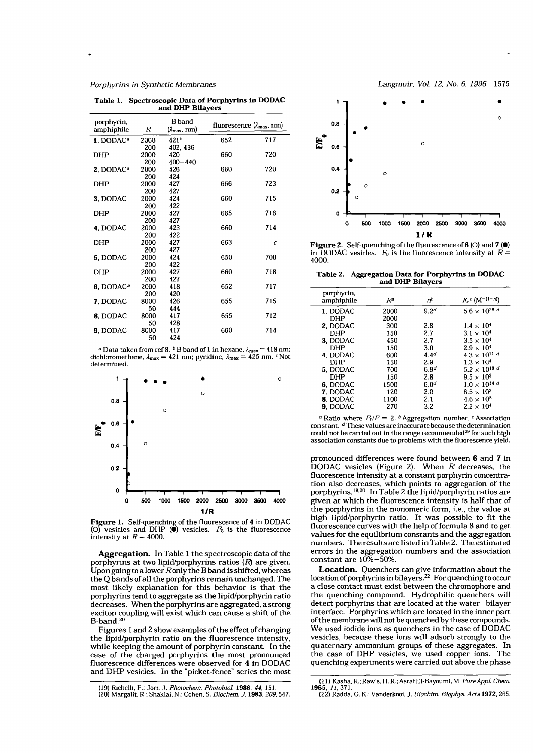**Table 1. Spectroscopic Data of Porphyrins in DODAC and DHP Bilayers**

| porphyrin, amphiphile | $R$ | B band ($\lambda_{max}$, nm) | fluorescence ($\lambda_{max}$, nm) | |
|---|---|---|---|---|
| **1**, DODAC[a] | 2000 | 421[b] | 652 | 717 |
| | 200 | 402, 436 | | |
| DHP | 2000 | 420 | 660 | 720 |
| | 200 | 400–440 | | |
| **2**, DODAC[a] | 2000 | 426 | 660 | 720 |
| | 200 | 424 | | |
| DHP | 2000 | 427 | 666 | 723 |
| | 200 | 427 | | |
| **3**, DODAC | 2000 | 424 | 660 | 715 |
| | 200 | 422 | | |
| DHP | 2000 | 427 | 665 | 716 |
| | 200 | 427 | | |
| **4**, DODAC | 2000 | 423 | 660 | 714 |
| | 200 | 422 | | |
| DHP | 2000 | 427 | 663 | c |
| | 200 | 427 | | |
| **5**, DODAC | 2000 | 424 | 650 | 700 |
| | 200 | 422 | | |
| DHP | 2000 | 427 | 660 | 718 |
| | 200 | 427 | | |
| **6**, DODAC[a] | 2000 | 418 | 652 | 717 |
| | 200 | 420 | | |
| **7**, DODAC | 8000 | 426 | 655 | 715 |
| | 50 | 444 | | |
| **8**, DODAC | 8000 | 417 | 655 | 712 |
| | 50 | 428 | | |
| **9**, DODAC | 8000 | 417 | 660 | 714 |
| | 50 | 424 | | |

[a] Data taken from ref 8. [b] B band of 1 in hexane, $\lambda_{max}$ = 418 nm; dichloromethane, $\lambda_{max}$ = 421 nm; pyridine, $\lambda_{max}$ = 425 nm. [c] Not determined.

$F/F_0$
1/R
0
0.2
0.4
0.6
0.8
1
0 500 1000 1500 2000 2500 3000 3500 4000

**Figure 1.** Self-quenching of the fluorescence of **4** in DODAC (○) vesicles and DHP (●) vesicles. $F_0$ is the fluorescence intensity at $R = 4000$.

**Aggregation.** In Table 1 the spectroscopic data of the porphyrins at two lipid/porphyrins ratios ($R$) are given. Upon going to a lower $R$ only the B band is shifted, whereas the Q bands of all the porphyrins remain unchanged. The most likely explanation for this behavior is that the porphyrins tend to aggregate as the lipid/porphyrin ratio decreases. When the porphyrins are aggregated, a strong exciton coupling will exist which can cause a shift of the B-band.[20]

Figures 1 and 2 show examples of the effect of changing the lipid/porphyrin ratio on the fluorescence intensity, while keeping the amount of porphyrin constant. In the case of the charged porphyrins the most pronounced fluorescence differences were observed for **4** in DODAC and DHP vesicles. In the "picket-fence" series the most pronounced differences were found between **6** and **7** in DODAC vesicles (Figure 2). When $R$ decreases, the fluorescence intensity at a constant porphyrin concentration also decreases, which points to aggregation of the porphyrins.[19,20] In Table 2 the lipid/porphyrin ratios are given at which the fluorescence intensity is half that of the porphyrins in the monomeric form, i.e., the value at high lipid/porphyrin ratio. It was possible to fit the fluorescence curves with the help of formula 8 and to get values for the equilibrium constants and the aggregation numbers. The results are listed in Table 2. The estimated errors in the aggregation numbers and the association constant are 10%–50%.

$F/F_0$
1/R
0
0.2
0.4
0.6
0.8
1
0 500 1000 1500 2000 2500 3000 3500 4000

**Figure 2.** Self-quenching of the fluorescence of **6** (○) and **7** (●) in DODAC vesicles. $F_0$ is the fluorescence intensity at $R = 4000$.

**Table 2. Aggregation Data for Porphyrins in DODAC and DHP Bilayers**

| porphyrin, amphiphile | $R$[a] | $n$[b] | $K_a$[c] ($M^{-(1-n)}$) |
|---|---|---|---|
| **1**, DODAC | 2000 | 9.2[d] | $5.6 \times 10^{28}$ [d] |
| DHP | 2000 | | |
| **2**, DODAC | 300 | 2.8 | $1.4 \times 10^{4}$ |
| DHP | 150 | 2.7 | $3.1 \times 10^{4}$ |
| **3**, DODAC | 450 | 2.7 | $3.5 \times 10^{4}$ |
| DHP | 150 | 3.0 | $2.9 \times 10^{4}$ |
| **4**, DODAC | 600 | 4.4[d] | $4.3 \times 10^{11}$ [d] |
| DHP | 150 | 2.9 | $1.3 \times 10^{4}$ |
| **5**, DODAC | 700 | 6.9[d] | $5.2 \times 10^{18}$ [d] |
| DHP | 150 | 2.8 | $9.5 \times 10^{3}$ |
| **6**, DODAC | 1500 | 6.0[d] | $1.0 \times 10^{14}$ [d] |
| **7**, DODAC | 120 | 2.0 | $6.5 \times 10^{3}$ |
| **8**, DODAC | 1100 | 2.1 | $4.6 \times 10^{5}$ |
| **9**, DODAC | 270 | 3.2 | $2.2 \times 10^{4}$ |

[a] Ratio where $F_0/F = 2$. [b] Aggregation number. [c] Association constant. [d] These values are inaccurate because the determination could not be carried out in the range recommended[29] for such high association constants due to problems with the fluorescence yield.

**Location.** Quenchers can give information about the location of porphyrins in bilayers.[22] For quenching to occur a close contact must exist between the chromophore and the quenching compound. Hydrophilic quenchers will detect porphyrins that are located at the water–bilayer interface. Porphyrins which are located in the inner part of the membrane will not be quenched by these compounds. We used iodide ions as quenchers in the case of DODAC vesicles, because these ions will adsorb strongly to the quaternary ammonium groups of these aggregates. In the case of DHP vesicles, we used copper ions. The quenching experiments were carried out above the phase

(19) Richelli, F.; Jori, J. *Photochem. Photobiol.* **1986**, *44*, 151.
(20) Margalit, R.; Shaklai, N.; Cohen, S. *Biochem. J.* **1983**, *209*, 547.
(21) Kasha, R.; Rawls, H. R.; Asraf El-Bayoumi, M. *Pure Appl. Chem.* **1965**, *11*, 371.
(22) Radda, G. K.; Vanderkooi, J. *Biochim. Biophys. Acta* **1972**, 265.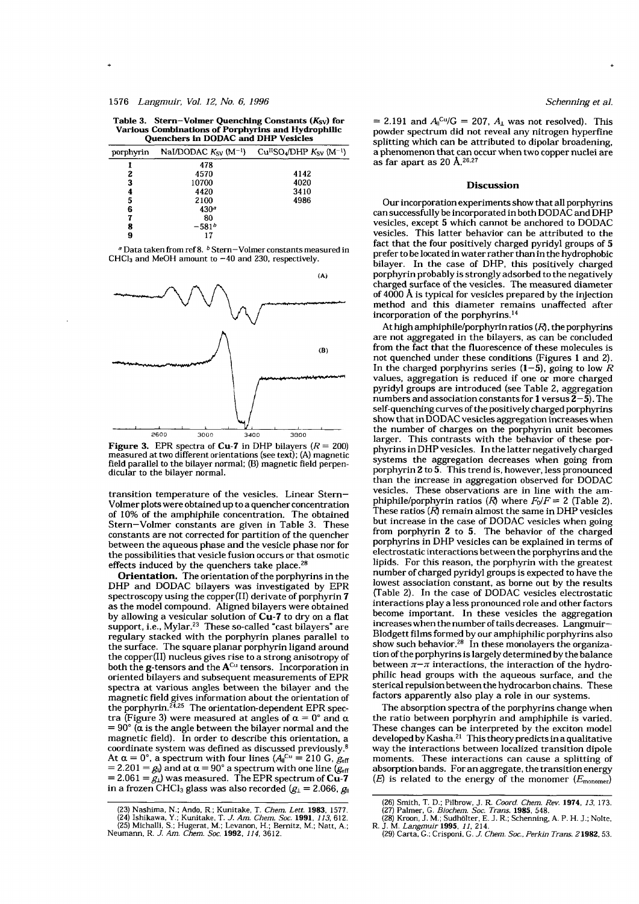**Table 3. Stern–Volmer Quenching Constants ($K_{SV}$) for Various Combinations of Porphyrins and Hydrophilic Quenchers in DODAC and DHP Vesicles**

| porphyrin | NaI/DODAC $K_{SV}$ ($M^{-1}$) | $Cu^{II}SO_4$/DHP $K_{SV}$ ($M^{-1}$) |
|---|---|---|
| 1 | 478 | |
| 2 | 4570 | 4142 |
| 3 | 10700 | 4020 |
| 4 | 4420 | 3410 |
| 5 | 2100 | 4986 |
| 6 | 430[a] | |
| 7 | 80 | |
| 8 | −581[b] | |
| 9 | 17 | |

[a] Data taken from ref 8. [b] Stern–Volmer constants measured in $CHCl_3$ and MeOH amount to −40 and 230, respectively.

(A)

(B)

2600 3000 3400 3800

**Figure 3.** EPR spectra of **Cu-7** in DHP bilayers ($R$ = 200) measured at two different orientations (see text); (A) magnetic field parallel to the bilayer normal; (B) magnetic field perpendicular to the bilayer normal.

transition temperature of the vesicles. Linear Stern–Volmer plots were obtained up to a quencher concentration of 10% of the amphiphile concentration. The obtained Stern–Volmer constants are given in Table 3. These constants are not corrected for partition of the quencher between the aqueous phase and the vesicle phase nor for the possibilities that vesicle fusion occurs or that osmotic effects induced by the quenchers take place.[28]

**Orientation.** The orientation of the porphyrins in the DHP and DODAC bilayers was investigated by EPR spectroscopy using the copper(II) derivate of porphyrin **7** as the model compound. Aligned bilayers were obtained by allowing a vesicular solution of **Cu-7** to dry on a flat support, i.e., Mylar.[23] These so-called "cast bilayers" are regulary stacked with the porphyrin planes parallel to the surface. The square planar porphyrin ligand around the copper(II) nucleus gives rise to a strong anisotropy of both the **g**-tensors and the $\mathbf{A}^{Cu}$ tensors. Incorporation in oriented bilayers and subsequent measurements of EPR spectra at various angles between the bilayer and the magnetic field gives information about the orientation of the porphyrin.[24,25] The orientation-dependent EPR spectra (Figure 3) were measured at angles of $\alpha = 0°$ and $\alpha = 90°$ ($\alpha$ is the angle between the bilayer normal and the magnetic field). In order to describe this orientation, a coordinate system was defined as discussed previously.[8] At $\alpha = 0°$, a spectrum with four lines ($A_{\parallel}^{Cu}$ = 210 G, $g_{eff} = 2.201 = g_{\parallel}$) and at $\alpha = 90°$ a spectrum with one line ($g_{eff} = 2.061 = g_{\perp}$) was measured. The EPR spectrum of **Cu-7** in a frozen $CHCl_3$ glass was also recorded ($g_{\perp} = 2.066$, $g_{\parallel} = 2.191$ and $A_{\parallel}^{Cu}$/G = 207, $A_{\perp}$ was not resolved). This powder spectrum did not reveal any nitrogen hyperfine splitting which can be attributed to dipolar broadening, a phenomenon that can occur when two copper nuclei are as far apart as 20 Å.[26,27]

## Discussion

Our incorporation experiments show that all porphyrins can successfully be incorporated in both DODAC and DHP vesicles, except **5** which cannot be anchored to DODAC vesicles. This latter behavior can be attributed to the fact that the four positively charged pyridyl groups of **5** prefer to be located in water rather than in the hydrophobic bilayer. In the case of DHP, this positively charged porphyrin probably is strongly adsorbed to the negatively charged surface of the vesicles. The measured diameter of 4000 Å is typical for vesicles prepared by the injection method and this diameter remains unaffected after incorporation of the porphyrins.[14]

At high amphiphile/porphyrin ratios ($R$), the porphyrins are not aggregated in the bilayers, as can be concluded from the fact that the fluorescence of these molecules is not quenched under these conditions (Figures 1 and 2). In the charged porphyrins series (**1–5**), going to low $R$ values, aggregation is reduced if one or more charged pyridyl groups are introduced (see Table 2, aggregation numbers and association constants for **1** versus **2–5**). The self-quenching curves of the positively charged porphyrins show that in DODAC vesicles aggregation increases when the number of charges on the porphyrin unit becomes larger. This contrasts with the behavior of these porphyrins in DHP vesicles. In the latter negatively charged systems the aggregation decreases when going from porphyrin **2** to **5**. This trend is, however, less pronounced than the increase in aggregation observed for DODAC vesicles. These observations are in line with the amphiphile/porphyrin ratios ($R$) where $F_0/F$ = 2 (Table 2). These ratios ($R$) remain almost the same in DHP vesicles but increase in the case of DODAC vesicles when going from porphyrin **2** to **5**. The behavior of the charged porphyrins in DHP vesicles can be explained in terms of electrostatic interactions between the porphyrins and the lipids. For this reason, the porphyrin with the greatest number of charged pyridyl groups is expected to have the lowest association constant, as borne out by the results (Table 2). In the case of DODAC vesicles electrostatic interactions play a less pronounced role and other factors become important. In these vesicles the aggregation increases when the number of tails decreases. Langmuir–Blodgett films formed by our amphiphilic porphyrins also show such behavior.[28] In these monolayers the organization of the porphyrins is largely determined by the balance between $\pi$–$\pi$ interactions, the interaction of the hydrophilic head groups with the aqueous surface, and the sterical repulsion between the hydrocarbon chains. These factors apparently also play a role in our systems.

The absorption spectra of the porphyrins change when the ratio between porphyrin and amphiphile is varied. These changes can be interpreted by the exciton model developed by Kasha.[21] This theory predicts in a qualitative way the interactions between localized transition dipole moments. These interactions can cause a splitting of absorption bands. For an aggregate, the transition energy ($E$) is related to the energy of the monomer ($E_{monomer}$)

(23) Nashima, N.; Ando, R.; Kunitake, T. *Chem. Lett.* **1983**, 1577.
(24) Ishikawa, Y.; Kunitake, T. *J. Am. Chem. Soc.* **1991**, *113*, 612.
(25) Michalli, S.; Hugerat, M.; Levanon, H.; Bernitz, M.; Natt, A.; Neumann, R. *J. Am. Chem. Soc.* **1992**, *114*, 3612.
(26) Smith, T. D.; Pilbrow, J. R. *Coord. Chem. Rev.* **1974**, *13*, 173.
(27) Palmer, G. *Biochem. Soc. Trans.* **1985**, 548.
(28) Kroon, J. M.; Sudhölter, E. J. R.; Schenning, A. P. H. J.; Nolte, R. J. M. *Langmuir* **1995**, *11*, 214.
(29) Carta, G.; Crisponi, G. *J. Chem. Soc., Perkin Trans. 2* **1982**, 53.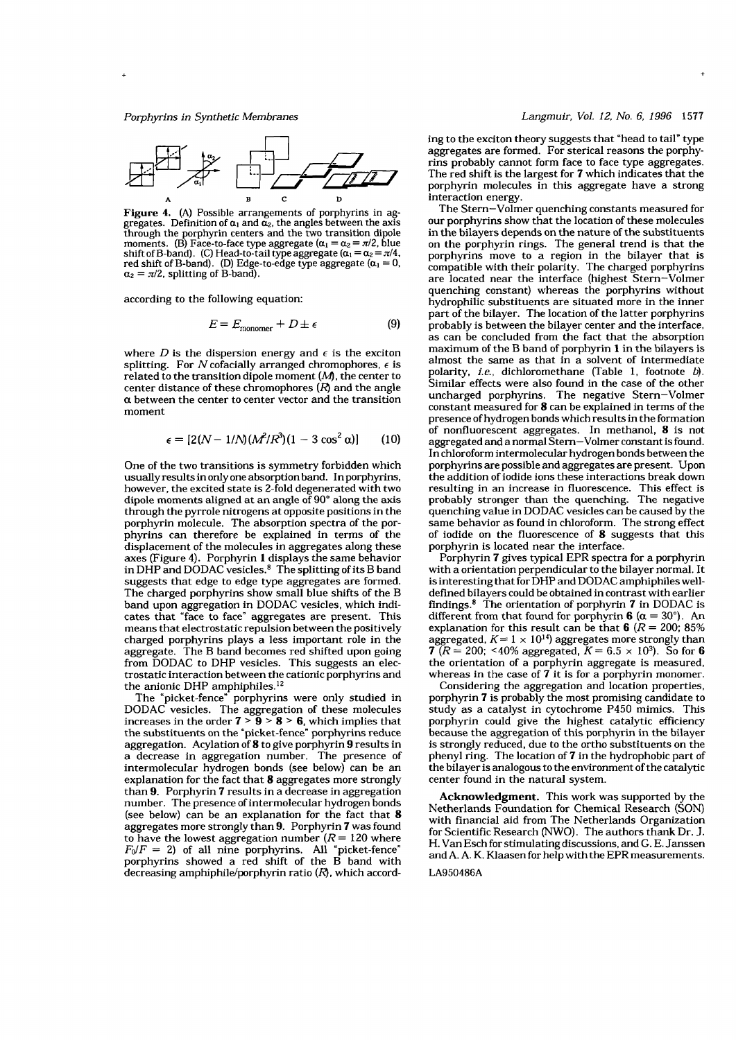A B C D

**Figure 4.** (A) Possible arrangements of porphyrins in aggregates. Definition of $\alpha_1$ and $\alpha_2$, the angles between the axis through the porphyrin centers and the two transition dipole moments. (B) Face-to-face type aggregate ($\alpha_1 = \alpha_2 = \pi/2$, blue shift of B-band). (C) Head-to-tail type aggregate ($\alpha_1 = \alpha_2 = \pi/4$, red shift of B-band). (D) Edge-to-edge type aggregate ($\alpha_1 = 0$, $\alpha_2 = \pi/2$, splitting of B-band).

according to the following equation:

$$E = E_{\text{monomer}} + D \pm \epsilon \tag{9}$$

where $D$ is the dispersion energy and $\epsilon$ is the exciton splitting. For $N$ cofacially arranged chromophores, $\epsilon$ is related to the transition dipole moment ($M$), the center to center distance of these chromophores ($R$) and the angle $\alpha$ between the center to center vector and the transition moment

$$\epsilon = [2(N - 1/N)(M^2/R^3)(1 - 3\cos^2\alpha)] \tag{10}$$

One of the two transitions is symmetry forbidden which usually results in only one absorption band. In porphyrins, however, the excited state is 2-fold degenerated with two dipole moments aligned at an angle of 90° along the axis through the pyrrole nitrogens at opposite positions in the porphyrin molecule. The absorption spectra of the porphyrins can therefore be explained in terms of the displacement of the molecules in aggregates along these axes (Figure 4). Porphyrin **1** displays the same behavior in DHP and DODAC vesicles.[8] The splitting of its B band suggests that edge to edge type aggregates are formed. The charged porphyrins show small blue shifts of the B band upon aggregation in DODAC vesicles, which indicates that "face to face" aggregates are present. This means that electrostatic repulsion between the positively charged porphyrins plays a less important role in the aggregate. The B band becomes red shifted upon going from DODAC to DHP vesicles. This suggests an electrostatic interaction between the cationic porphyrins and the anionic DHP amphiphiles.[12]

The "picket-fence" porphyrins were only studied in DODAC vesicles. The aggregation of these molecules increases in the order **7** > **9** > **8** > **6**, which implies that the substituents on the "picket-fence" porphyrins reduce aggregation. Acylation of **8** to give porphyrin **9** results in a decrease in aggregation number. The presence of intermolecular hydrogen bonds (see below) can be an explanation for the fact that **8** aggregates more strongly than **9**. Porphyrin **7** results in a decrease in aggregation number. The presence of intermolecular hydrogen bonds (see below) can be an explanation for the fact that **8** aggregates more strongly than **9**. Porphyrin **7** was found to have the lowest aggregation number ($R$ = 120 where $F_0/F$ = 2) of all nine porphyrins. All "picket-fence" porphyrins showed a red shift of the B band with decreasing amphiphile/porphyrin ratio ($R$), which according to the exciton theory suggests that "head to tail" type aggregates are formed. For sterical reasons the porphyrins probably cannot form face to face type aggregates. The red shift is the largest for **7** which indicates that the porphyrin molecules in this aggregate have a strong interaction energy.

The Stern–Volmer quenching constants measured for our porphyrins show that the location of these molecules in the bilayers depends on the nature of the substituents on the porphyrin rings. The general trend is that the porphyrins move to a region in the bilayer that is compatible with their polarity. The charged porphyrins are located near the interface (highest Stern–Volmer quenching constant) whereas the porphyrins without hydrophilic substituents are situated more in the inner part of the bilayer. The location of the latter porphyrins probably is between the bilayer center and the interface, as can be concluded from the fact that the absorption maximum of the B band of porphyrin **1** in the bilayers is almost the same as that in a solvent of intermediate polarity, *i.e.*, dichloromethane (Table 1, footnote *b*). Similar effects were also found in the case of the other uncharged porphyrins. The negative Stern–Volmer constant measured for **8** can be explained in terms of the presence of hydrogen bonds which results in the formation of nonfluorescent aggregates. In methanol, **8** is not aggregated and a normal Stern–Volmer constant is found. In chloroform intermolecular hydrogen bonds between the porphyrins are possible and aggregates are present. Upon the addition of iodide ions these interactions break down resulting in an increase in fluorescence. This effect is probably stronger than the quenching. The negative quenching value in DODAC vesicles can be caused by the same behavior as found in chloroform. The strong effect of iodide on the fluorescence of **8** suggests that this porphyrin is located near the interface.

Porphyrin **7** gives typical EPR spectra for a porphyrin with a orientation perpendicular to the bilayer normal. It is interesting that for DHP and DODAC amphiphiles well-defined bilayers could be obtained in contrast with earlier findings.[8] The orientation of porphyrin **7** in DODAC is different from that found for porphyrin **6** ($\alpha$ = 30°). An explanation for this result can be that **6** ($R$ = 200; 85% aggregated, $K = 1 \times 10^{14}$) aggregates more strongly than **7** ($R$ = 200; <40% aggregated, $K = 6.5 \times 10^{3}$). So for **6** the orientation of a porphyrin aggregate is measured, whereas in the case of **7** it is for a porphyrin monomer.

Considering the aggregation and location properties, porphyrin **7** is probably the most promising candidate to study as a catalyst in cytochrome P450 mimics. This porphyrin could give the highest catalytic efficiency because the aggregation of this porphyrin in the bilayer is strongly reduced, due to the ortho substituents on the phenyl ring. The location of **7** in the hydrophobic part of the bilayer is analogous to the environment of the catalytic center found in the natural system.

**Acknowledgment.** This work was supported by the Netherlands Foundation for Chemical Research (SON) with financial aid from The Netherlands Organization for Scientific Research (NWO). The authors thank Dr. J. H. Van Esch for stimulating discussions, and G. E. Janssen and A. A. K. Klaasen for help with the EPR measurements.

LA950486A